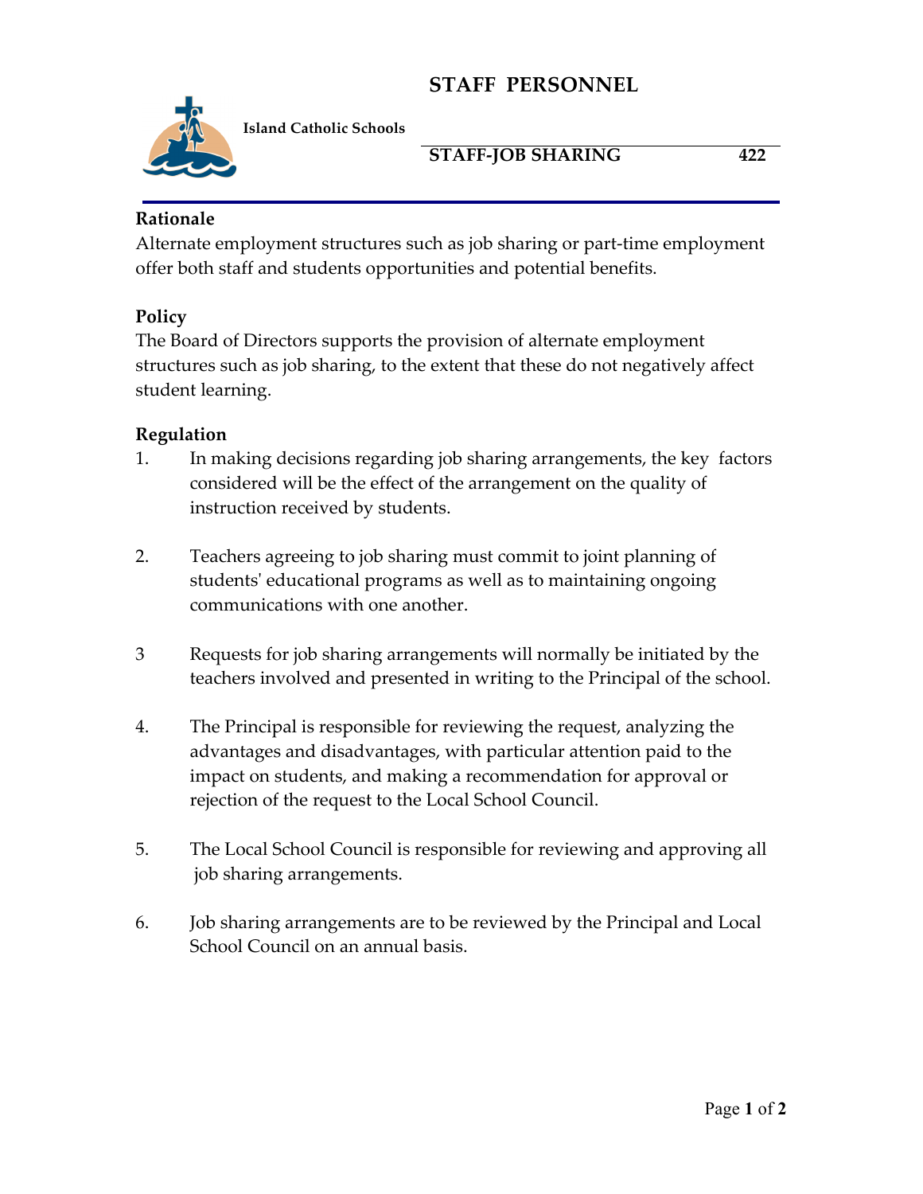# STAFF PERSONNEL

**Island Catholic Schools**

## STAFF-JOB SHARING 422

### Rationale

Alternate employment structures such as job sharing or part-time employment offer both staff and students opportunities and potential benefits.

### Policy

The Board of Directors supports the provision of alternate employment structures such as job sharing, to the extent that these do not negatively affect student learning.

### Regulation

1. In making decisions regarding job sharing arrangements, the key factors considered will be the effect of the arrangement on the quality of instruction received by students.

2. Teachers agreeing to job sharing must commit to joint planning of students' educational programs as well as to maintaining ongoing communications with one another.

3. Requests for job sharing arrangements will normally be initiated by the teachers involved and presented in writing to the Principal of the school.

4. The Principal is responsible for reviewing the request, analyzing the advantages and disadvantages, with particular attention paid to the impact on students, and making a recommendation for approval or rejection of the request to the Local School Council.

5. The Local School Council is responsible for reviewing and approving all job sharing arrangements.

6. Job sharing arrangements are to be reviewed by the Principal and Local School Council on an annual basis.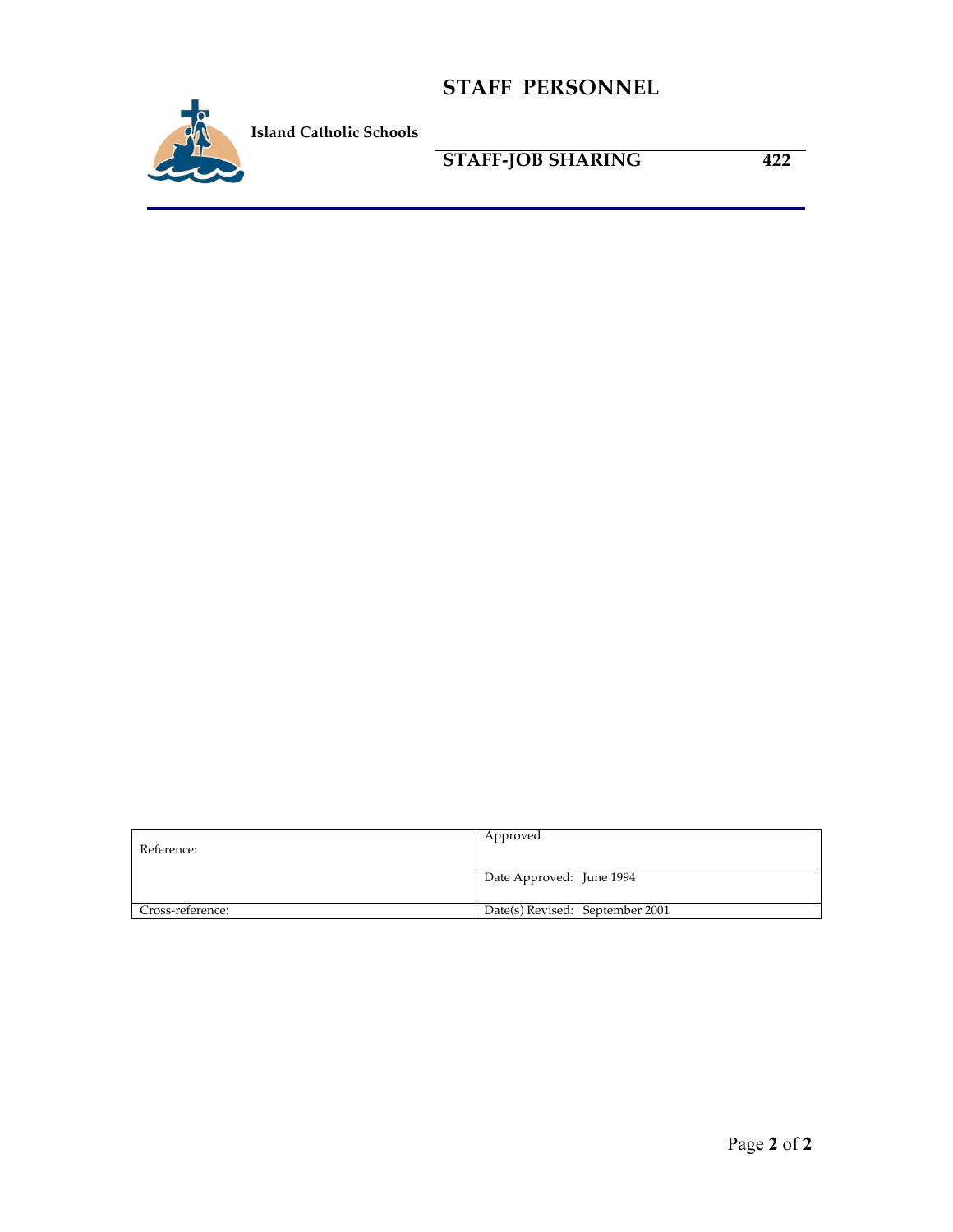| | |
|---|---|
| Reference: | Approved |
| | Date Approved: June 1994 |
| Cross-reference: | Date(s) Revised: September 2001 |